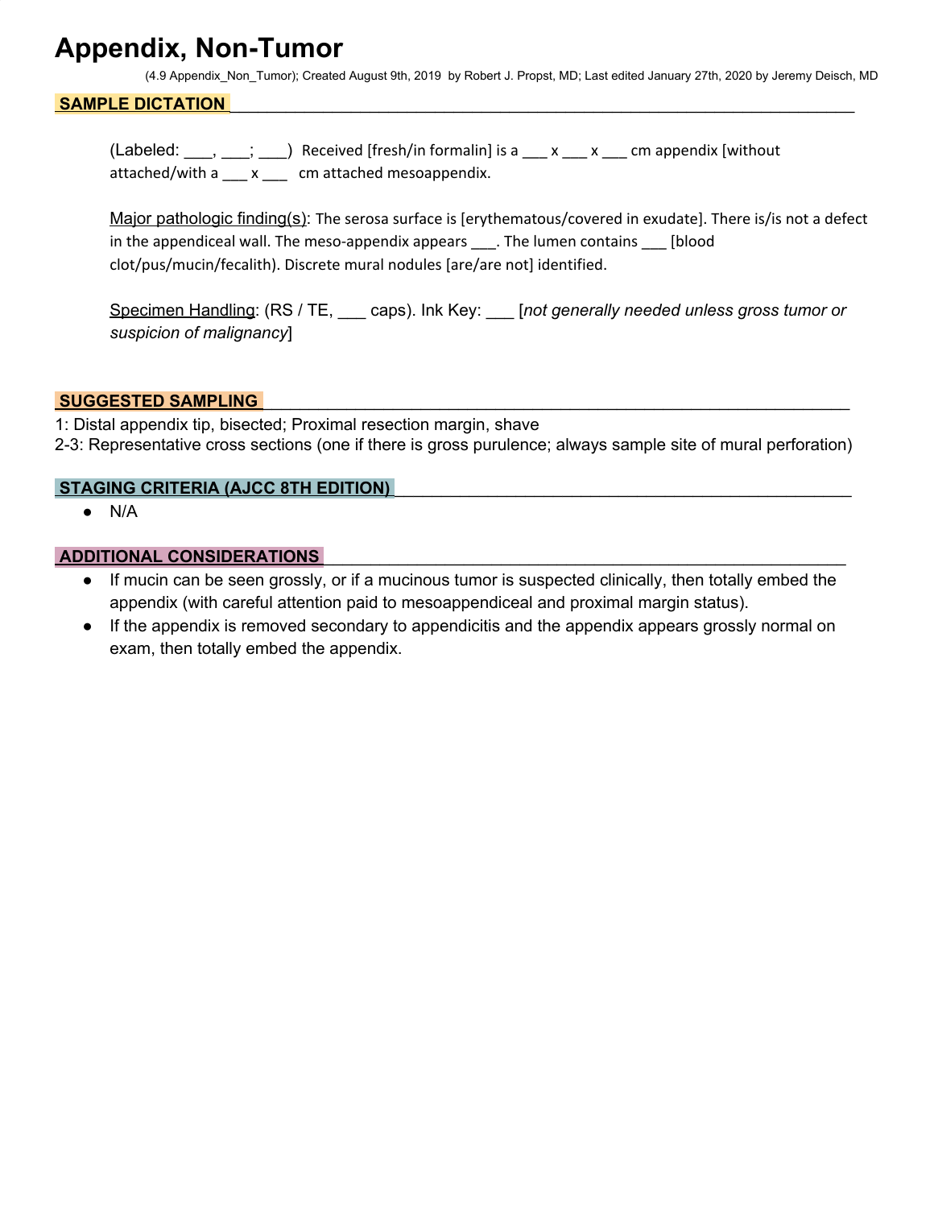# Appendix, Non-Tumor

(4.9 Appendix_Non_Tumor); Created August 9th, 2019 by Robert J. Propst, MD; Last edited January 27th, 2020 by Jeremy Deisch, MD

## SAMPLE DICTATION

(Labeled: ___, ___; ___) Received [fresh/in formalin] is a ___ x ___ x ___ cm appendix [without attached/with a ___ x ___ cm attached mesoappendix.

Major pathologic finding(s): The serosa surface is [erythematous/covered in exudate]. There is/is not a defect in the appendiceal wall. The meso-appendix appears ___. The lumen contains ___ [blood clot/pus/mucin/fecalith). Discrete mural nodules [are/are not] identified.

Specimen Handling: (RS / TE, ___ caps). Ink Key: ___ [*not generally needed unless gross tumor or suspicion of malignancy*]

## SUGGESTED SAMPLING

1: Distal appendix tip, bisected; Proximal resection margin, shave
2-3: Representative cross sections (one if there is gross purulence; always sample site of mural perforation)

## STAGING CRITERIA (AJCC 8TH EDITION)

- N/A

## ADDITIONAL CONSIDERATIONS

- If mucin can be seen grossly, or if a mucinous tumor is suspected clinically, then totally embed the appendix (with careful attention paid to mesoappendiceal and proximal margin status).
- If the appendix is removed secondary to appendicitis and the appendix appears grossly normal on exam, then totally embed the appendix.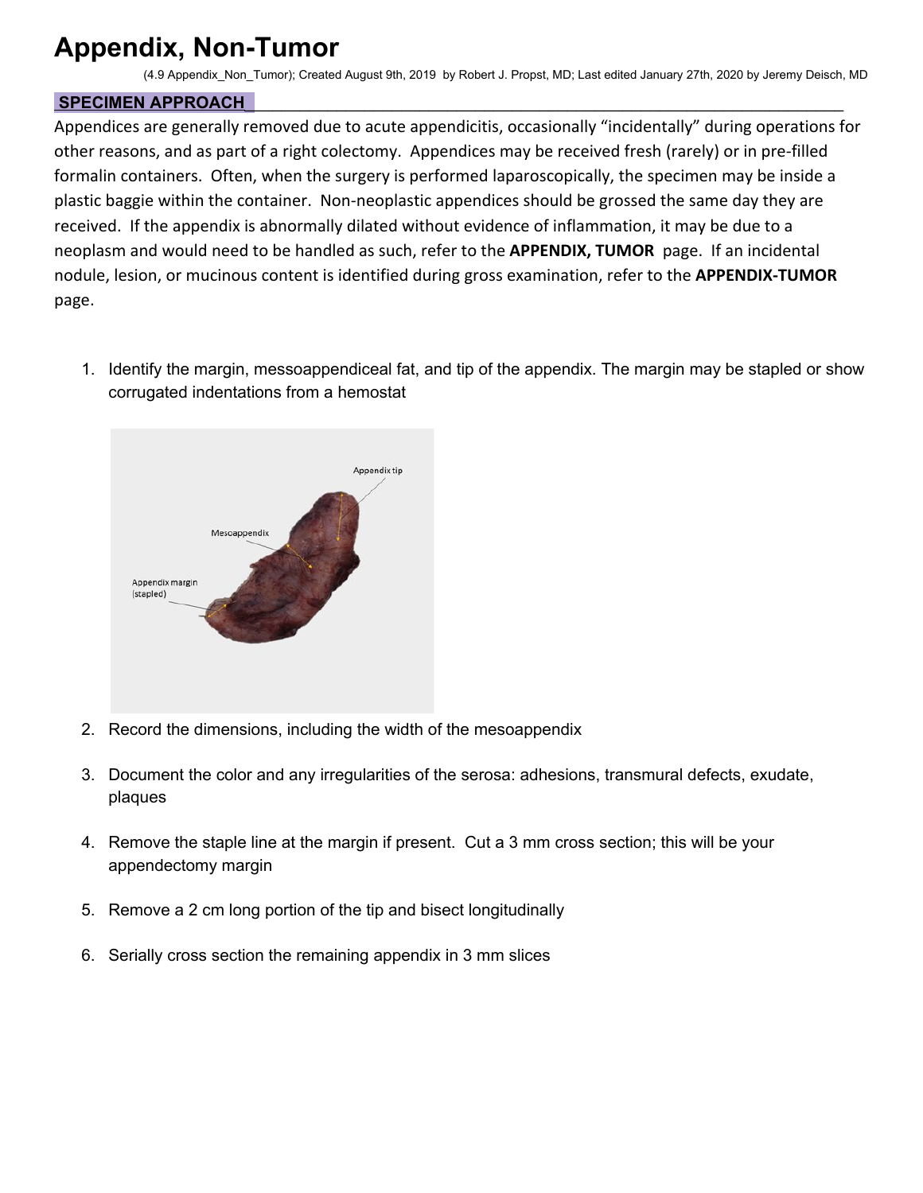# Appendix, Non-Tumor

(4.9 Appendix_Non_Tumor); Created August 9th, 2019 by Robert J. Propst, MD; Last edited January 27th, 2020 by Jeremy Deisch, MD

## SPECIMEN APPROACH

Appendices are generally removed due to acute appendicitis, occasionally "incidentally" during operations for other reasons, and as part of a right colectomy. Appendices may be received fresh (rarely) or in pre-filled formalin containers. Often, when the surgery is performed laparoscopically, the specimen may be inside a plastic baggie within the container. Non-neoplastic appendices should be grossed the same day they are received. If the appendix is abnormally dilated without evidence of inflammation, it may be due to a neoplasm and would need to be handled as such, refer to the **APPENDIX, TUMOR** page. If an incidental nodule, lesion, or mucinous content is identified during gross examination, refer to the **APPENDIX-TUMOR** page.

1. Identify the margin, messoappendiceal fat, and tip of the appendix. The margin may be stapled or show corrugated indentations from a hemostat

   Appendix tip

   Mesoappendix

   Appendix margin (stapled)

2. Record the dimensions, including the width of the mesoappendix
3. Document the color and any irregularities of the serosa: adhesions, transmural defects, exudate, plaques
4. Remove the staple line at the margin if present. Cut a 3 mm cross section; this will be your appendectomy margin
5. Remove a 2 cm long portion of the tip and bisect longitudinally
6. Serially cross section the remaining appendix in 3 mm slices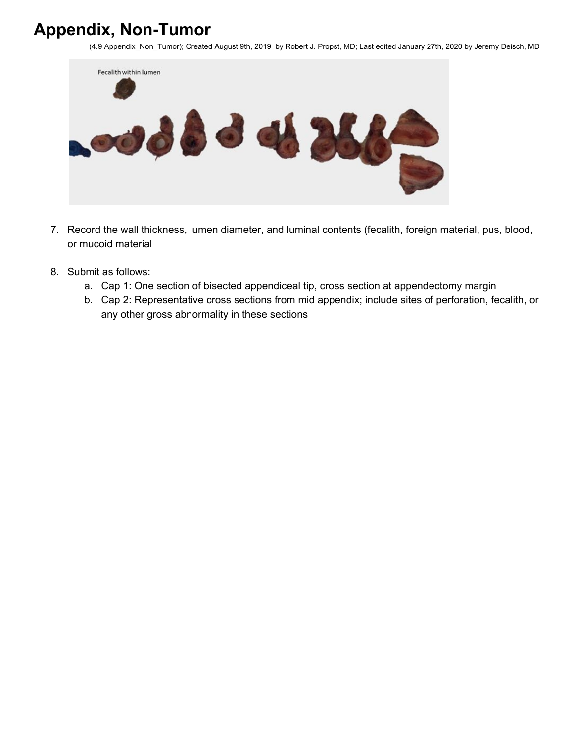# Appendix, Non-Tumor

(4.9 Appendix_Non_Tumor); Created August 9th, 2019 by Robert J. Propst, MD; Last edited January 27th, 2020 by Jeremy Deisch, MD

Fecalith within lumen

7. Record the wall thickness, lumen diameter, and luminal contents (fecalith, foreign material, pus, blood, or mucoid material

8. Submit as follows:
   a. Cap 1: One section of bisected appendiceal tip, cross section at appendectomy margin
   b. Cap 2: Representative cross sections from mid appendix; include sites of perforation, fecalith, or any other gross abnormality in these sections